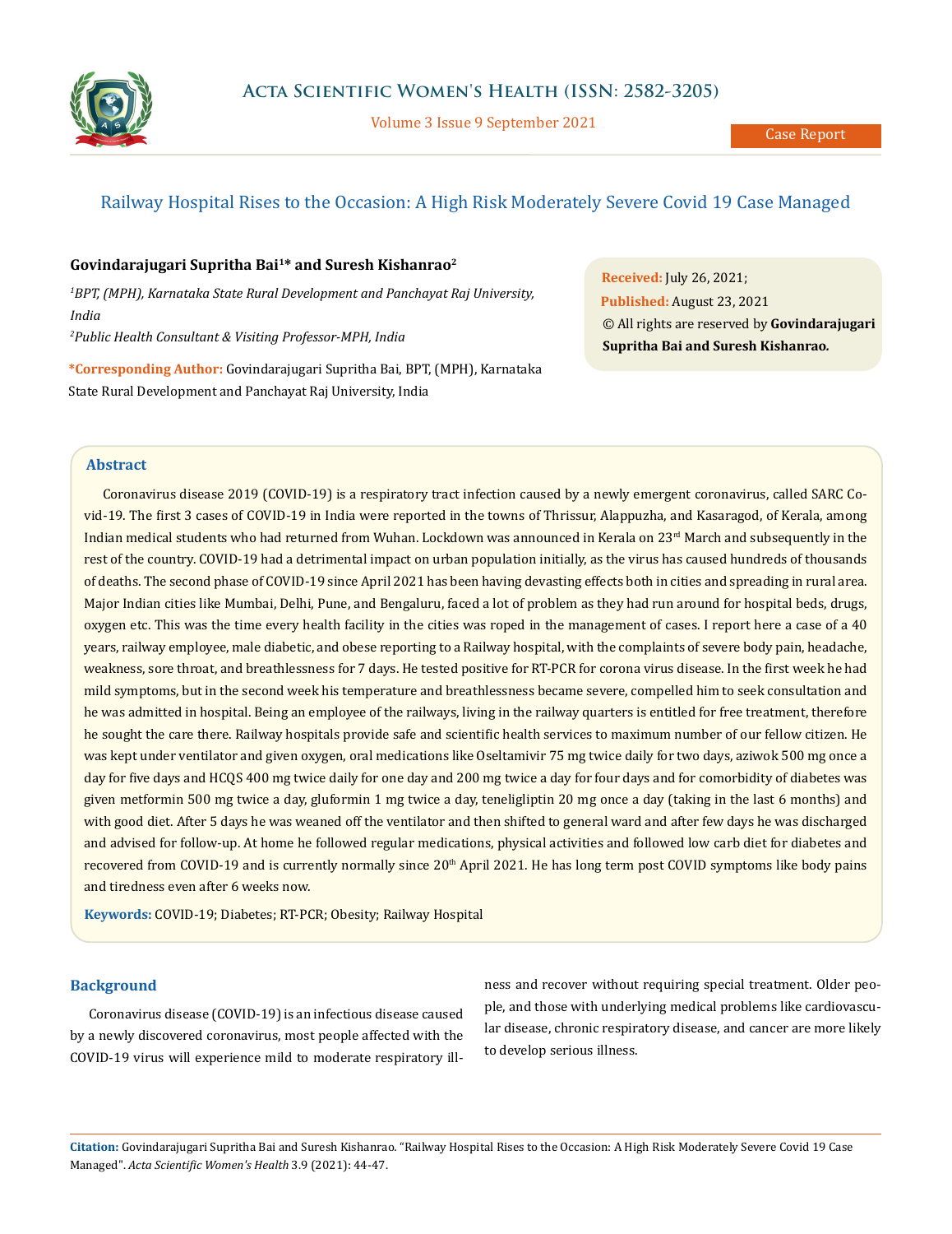# Railway Hospital Rises to the Occasion: A High Risk Moderately Severe Covid 19 Case Managed

**Govindarajugari Supritha Bai[1]* and Suresh Kishanrao[2]**

*[1]BPT, (MPH), Karnataka State Rural Development and Panchayat Raj University, India*

*[2]Public Health Consultant & Visiting Professor-MPH, India*

***Corresponding Author:** Govindarajugari Supritha Bai, BPT, (MPH), Karnataka State Rural Development and Panchayat Raj University, India

**Received:** July 26, 2021;
**Published:** August 23, 2021
© All rights are reserved by **Govindarajugari Supritha Bai and Suresh Kishanrao.**

## Abstract

Coronavirus disease 2019 (COVID-19) is a respiratory tract infection caused by a newly emergent coronavirus, called SARC Covid-19. The first 3 cases of COVID-19 in India were reported in the towns of Thrissur, Alappuzha, and Kasaragod, of Kerala, among Indian medical students who had returned from Wuhan. Lockdown was announced in Kerala on 23rd March and subsequently in the rest of the country. COVID-19 had a detrimental impact on urban population initially, as the virus has caused hundreds of thousands of deaths. The second phase of COVID-19 since April 2021 has been having devasting effects both in cities and spreading in rural area. Major Indian cities like Mumbai, Delhi, Pune, and Bengaluru, faced a lot of problem as they had run around for hospital beds, drugs, oxygen etc. This was the time every health facility in the cities was roped in the management of cases. I report here a case of a 40 years, railway employee, male diabetic, and obese reporting to a Railway hospital, with the complaints of severe body pain, headache, weakness, sore throat, and breathlessness for 7 days. He tested positive for RT-PCR for corona virus disease. In the first week he had mild symptoms, but in the second week his temperature and breathlessness became severe, compelled him to seek consultation and he was admitted in hospital. Being an employee of the railways, living in the railway quarters is entitled for free treatment, therefore he sought the care there. Railway hospitals provide safe and scientific health services to maximum number of our fellow citizen. He was kept under ventilator and given oxygen, oral medications like Oseltamivir 75 mg twice daily for two days, aziwok 500 mg once a day for five days and HCQS 400 mg twice daily for one day and 200 mg twice a day for four days and for comorbidity of diabetes was given metformin 500 mg twice a day, gluformin 1 mg twice a day, teneligliptin 20 mg once a day (taking in the last 6 months) and with good diet. After 5 days he was weaned off the ventilator and then shifted to general ward and after few days he was discharged and advised for follow-up. At home he followed regular medications, physical activities and followed low carb diet for diabetes and recovered from COVID-19 and is currently normally since 20th April 2021. He has long term post COVID symptoms like body pains and tiredness even after 6 weeks now.

**Keywords:** COVID-19; Diabetes; RT-PCR; Obesity; Railway Hospital

## Background

Coronavirus disease (COVID-19) is an infectious disease caused by a newly discovered coronavirus, most people affected with the COVID-19 virus will experience mild to moderate respiratory illness and recover without requiring special treatment. Older people, and those with underlying medical problems like cardiovascular disease, chronic respiratory disease, and cancer are more likely to develop serious illness.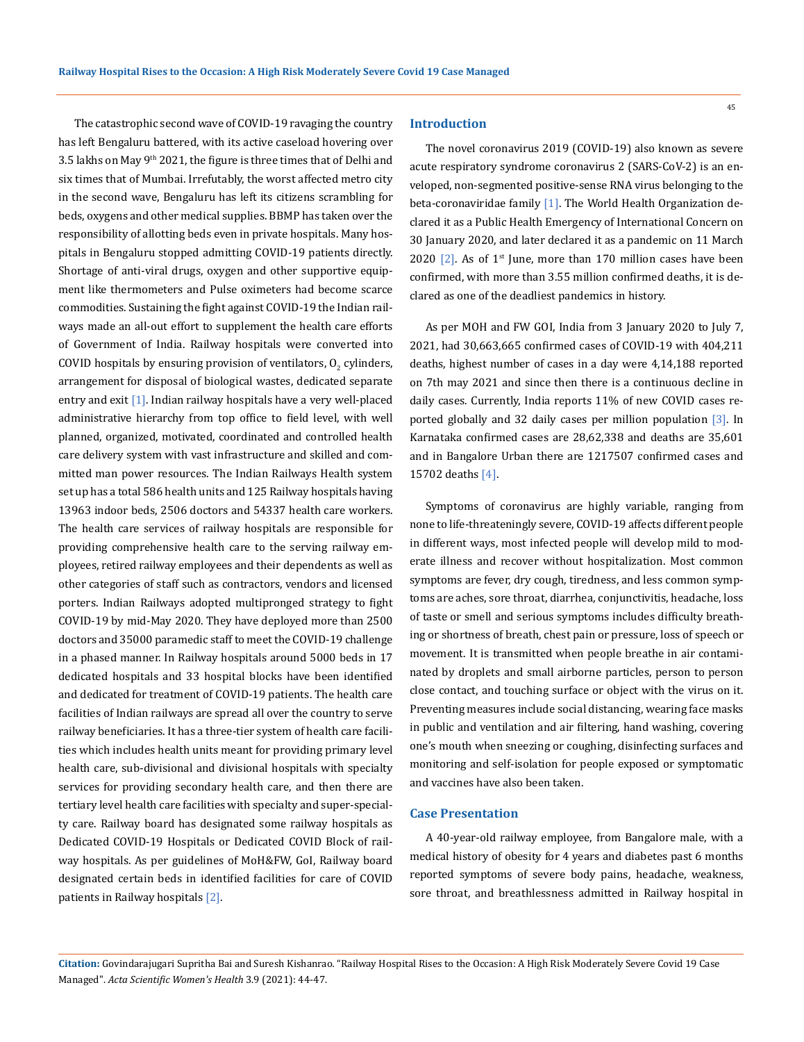The catastrophic second wave of COVID-19 ravaging the country has left Bengaluru battered, with its active caseload hovering over 3.5 lakhs on May 9th 2021, the figure is three times that of Delhi and six times that of Mumbai. Irrefutably, the worst affected metro city in the second wave, Bengaluru has left its citizens scrambling for beds, oxygens and other medical supplies. BBMP has taken over the responsibility of allotting beds even in private hospitals. Many hospitals in Bengaluru stopped admitting COVID-19 patients directly. Shortage of anti-viral drugs, oxygen and other supportive equipment like thermometers and Pulse oximeters had become scarce commodities. Sustaining the fight against COVID-19 the Indian railways made an all-out effort to supplement the health care efforts of Government of India. Railway hospitals were converted into COVID hospitals by ensuring provision of ventilators, $O_2$ cylinders, arrangement for disposal of biological wastes, dedicated separate entry and exit [1]. Indian railway hospitals have a very well-placed administrative hierarchy from top office to field level, with well planned, organized, motivated, coordinated and controlled health care delivery system with vast infrastructure and skilled and committed man power resources. The Indian Railways Health system set up has a total 586 health units and 125 Railway hospitals having 13963 indoor beds, 2506 doctors and 54337 health care workers. The health care services of railway hospitals are responsible for providing comprehensive health care to the serving railway employees, retired railway employees and their dependents as well as other categories of staff such as contractors, vendors and licensed porters. Indian Railways adopted multipronged strategy to fight COVID-19 by mid-May 2020. They have deployed more than 2500 doctors and 35000 paramedic staff to meet the COVID-19 challenge in a phased manner. In Railway hospitals around 5000 beds in 17 dedicated hospitals and 33 hospital blocks have been identified and dedicated for treatment of COVID-19 patients. The health care facilities of Indian railways are spread all over the country to serve railway beneficiaries. It has a three-tier system of health care facilities which includes health units meant for providing primary level health care, sub-divisional and divisional hospitals with specialty services for providing secondary health care, and then there are tertiary level health care facilities with specialty and super-specialty care. Railway board has designated some railway hospitals as Dedicated COVID-19 Hospitals or Dedicated COVID Block of railway hospitals. As per guidelines of MoH&FW, GoI, Railway board designated certain beds in identified facilities for care of COVID patients in Railway hospitals [2].

## Introduction

The novel coronavirus 2019 (COVID-19) also known as severe acute respiratory syndrome coronavirus 2 (SARS-CoV-2) is an enveloped, non-segmented positive-sense RNA virus belonging to the beta-coronaviridae family [1]. The World Health Organization declared it as a Public Health Emergency of International Concern on 30 January 2020, and later declared it as a pandemic on 11 March 2020 [2]. As of 1st June, more than 170 million cases have been confirmed, with more than 3.55 million confirmed deaths, it is declared as one of the deadliest pandemics in history.

As per MOH and FW GOI, India from 3 January 2020 to July 7, 2021, had 30,663,665 confirmed cases of COVID-19 with 404,211 deaths, highest number of cases in a day were 4,14,188 reported on 7th may 2021 and since then there is a continuous decline in daily cases. Currently, India reports 11% of new COVID cases reported globally and 32 daily cases per million population [3]. In Karnataka confirmed cases are 28,62,338 and deaths are 35,601 and in Bangalore Urban there are 1217507 confirmed cases and 15702 deaths [4].

Symptoms of coronavirus are highly variable, ranging from none to life-threateningly severe, COVID-19 affects different people in different ways, most infected people will develop mild to moderate illness and recover without hospitalization. Most common symptoms are fever, dry cough, tiredness, and less common symptoms are aches, sore throat, diarrhea, conjunctivitis, headache, loss of taste or smell and serious symptoms includes difficulty breathing or shortness of breath, chest pain or pressure, loss of speech or movement. It is transmitted when people breathe in air contaminated by droplets and small airborne particles, person to person close contact, and touching surface or object with the virus on it. Preventing measures include social distancing, wearing face masks in public and ventilation and air filtering, hand washing, covering one's mouth when sneezing or coughing, disinfecting surfaces and monitoring and self-isolation for people exposed or symptomatic and vaccines have also been taken.

## Case Presentation

A 40-year-old railway employee, from Bangalore male, with a medical history of obesity for 4 years and diabetes past 6 months reported symptoms of severe body pains, headache, weakness, sore throat, and breathlessness admitted in Railway hospital in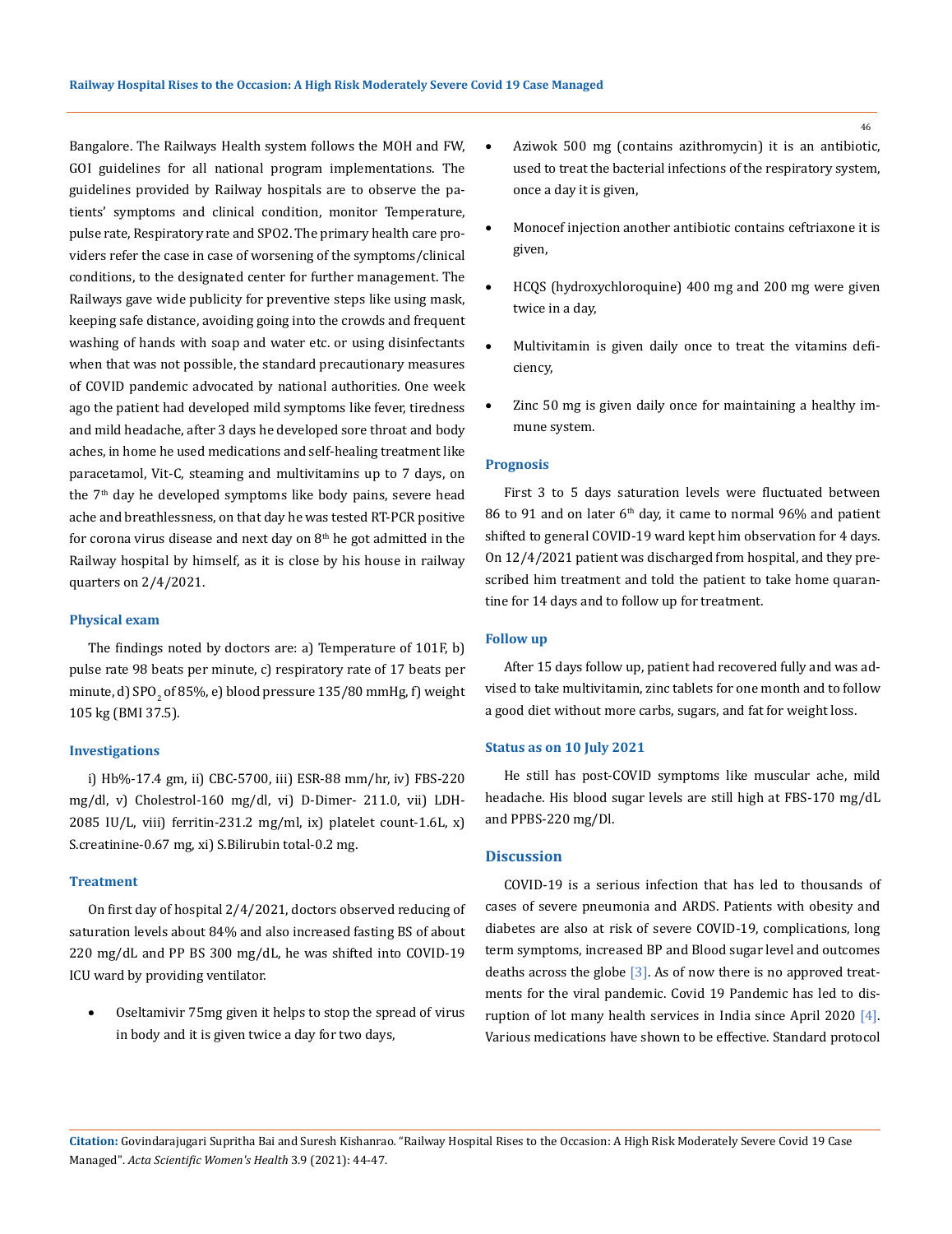Bangalore. The Railways Health system follows the MOH and FW, GOI guidelines for all national program implementations. The guidelines provided by Railway hospitals are to observe the patients' symptoms and clinical condition, monitor Temperature, pulse rate, Respiratory rate and SPO2. The primary health care providers refer the case in case of worsening of the symptoms/clinical conditions, to the designated center for further management. The Railways gave wide publicity for preventive steps like using mask, keeping safe distance, avoiding going into the crowds and frequent washing of hands with soap and water etc. or using disinfectants when that was not possible, the standard precautionary measures of COVID pandemic advocated by national authorities. One week ago the patient had developed mild symptoms like fever, tiredness and mild headache, after 3 days he developed sore throat and body aches, in home he used medications and self-healing treatment like paracetamol, Vit-C, steaming and multivitamins up to 7 days, on the 7th day he developed symptoms like body pains, severe head ache and breathlessness, on that day he was tested RT-PCR positive for corona virus disease and next day on 8th he got admitted in the Railway hospital by himself, as it is close by his house in railway quarters on 2/4/2021.

### Physical exam

The findings noted by doctors are: a) Temperature of 101F, b) pulse rate 98 beats per minute, c) respiratory rate of 17 beats per minute, d) $SPO_2$ of 85%, e) blood pressure 135/80 mmHg, f) weight 105 kg (BMI 37.5).

### Investigations

i) Hb%-17.4 gm, ii) CBC-5700, iii) ESR-88 mm/hr, iv) FBS-220 mg/dl, v) Cholestrol-160 mg/dl, vi) D-Dimer- 211.0, vii) LDH-2085 IU/L, viii) ferritin-231.2 mg/ml, ix) platelet count-1.6L, x) S.creatinine-0.67 mg, xi) S.Bilirubin total-0.2 mg.

### Treatment

On first day of hospital 2/4/2021, doctors observed reducing of saturation levels about 84% and also increased fasting BS of about 220 mg/dL and PP BS 300 mg/dL, he was shifted into COVID-19 ICU ward by providing ventilator.

- Oseltamivir 75mg given it helps to stop the spread of virus in body and it is given twice a day for two days,
- Aziwok 500 mg (contains azithromycin) it is an antibiotic, used to treat the bacterial infections of the respiratory system, once a day it is given,
- Monocef injection another antibiotic contains ceftriaxone it is given,
- HCQS (hydroxychloroquine) 400 mg and 200 mg were given twice in a day,
- Multivitamin is given daily once to treat the vitamins deficiency,
- Zinc 50 mg is given daily once for maintaining a healthy immune system.

### Prognosis

First 3 to 5 days saturation levels were fluctuated between 86 to 91 and on later 6th day, it came to normal 96% and patient shifted to general COVID-19 ward kept him observation for 4 days. On 12/4/2021 patient was discharged from hospital, and they prescribed him treatment and told the patient to take home quarantine for 14 days and to follow up for treatment.

### Follow up

After 15 days follow up, patient had recovered fully and was advised to take multivitamin, zinc tablets for one month and to follow a good diet without more carbs, sugars, and fat for weight loss.

### Status as on 10 July 2021

He still has post-COVID symptoms like muscular ache, mild headache. His blood sugar levels are still high at FBS-170 mg/dL and PPBS-220 mg/Dl.

## Discussion

COVID-19 is a serious infection that has led to thousands of cases of severe pneumonia and ARDS. Patients with obesity and diabetes are also at risk of severe COVID-19, complications, long term symptoms, increased BP and Blood sugar level and outcomes deaths across the globe [3]. As of now there is no approved treatments for the viral pandemic. Covid 19 Pandemic has led to disruption of lot many health services in India since April 2020 [4]. Various medications have shown to be effective. Standard protocol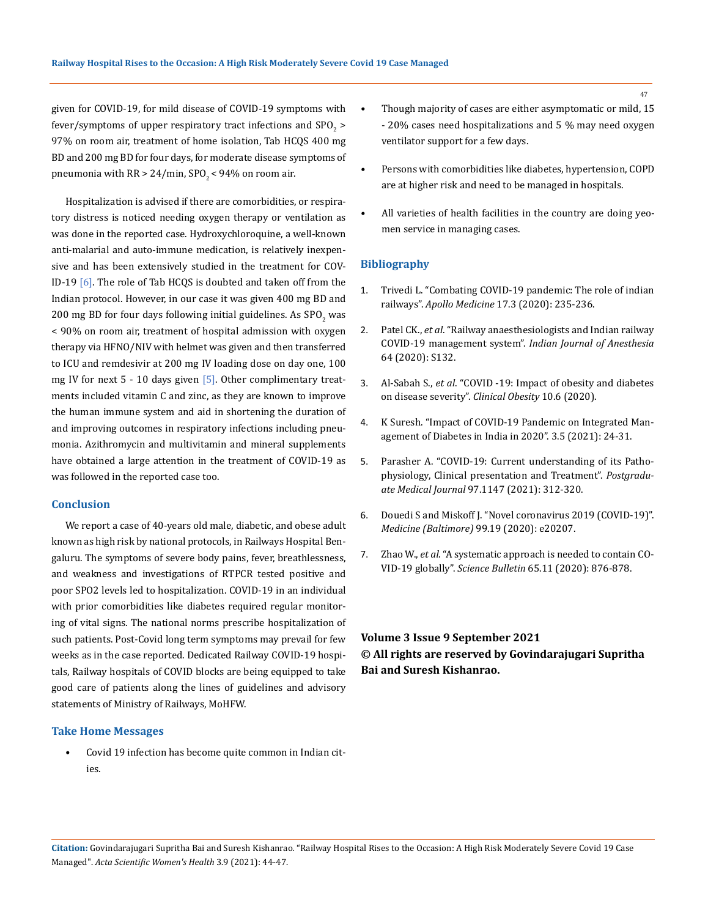given for COVID-19, for mild disease of COVID-19 symptoms with fever/symptoms of upper respiratory tract infections and $SPO_2$ > 97% on room air, treatment of home isolation, Tab HCQS 400 mg BD and 200 mg BD for four days, for moderate disease symptoms of pneumonia with RR > 24/min, $SPO_2$ < 94% on room air.

Hospitalization is advised if there are comorbidities, or respiratory distress is noticed needing oxygen therapy or ventilation as was done in the reported case. Hydroxychloroquine, a well-known anti-malarial and auto-immune medication, is relatively inexpensive and has been extensively studied in the treatment for COVID-19 [6]. The role of Tab HCQS is doubted and taken off from the Indian protocol. However, in our case it was given 400 mg BD and 200 mg BD for four days following initial guidelines. As $SPO_2$ was < 90% on room air, treatment of hospital admission with oxygen therapy via HFNO/NIV with helmet was given and then transferred to ICU and remdesivir at 200 mg IV loading dose on day one, 100 mg IV for next 5 - 10 days given [5]. Other complimentary treatments included vitamin C and zinc, as they are known to improve the human immune system and aid in shortening the duration of and improving outcomes in respiratory infections including pneumonia. Azithromycin and multivitamin and mineral supplements have obtained a large attention in the treatment of COVID-19 as was followed in the reported case too.

## Conclusion

We report a case of 40-years old male, diabetic, and obese adult known as high risk by national protocols, in Railways Hospital Bengaluru. The symptoms of severe body pains, fever, breathlessness, and weakness and investigations of RTPCR tested positive and poor SPO2 levels led to hospitalization. COVID-19 in an individual with prior comorbidities like diabetes required regular monitoring of vital signs. The national norms prescribe hospitalization of such patients. Post-Covid long term symptoms may prevail for few weeks as in the case reported. Dedicated Railway COVID-19 hospitals, Railway hospitals of COVID blocks are being equipped to take good care of patients along the lines of guidelines and advisory statements of Ministry of Railways, MoHFW.

## Take Home Messages

- Covid 19 infection has become quite common in Indian cities.
- Though majority of cases are either asymptomatic or mild, 15 - 20% cases need hospitalizations and 5 % may need oxygen ventilator support for a few days.
- Persons with comorbidities like diabetes, hypertension, COPD are at higher risk and need to be managed in hospitals.
- All varieties of health facilities in the country are doing yeomen service in managing cases.

## Bibliography

1. Trivedi L. "Combating COVID-19 pandemic: The role of indian railways". *Apollo Medicine* 17.3 (2020): 235-236.
2. Patel CK., *et al*. "Railway anaesthesiologists and Indian railway COVID-19 management system". *Indian Journal of Anesthesia* 64 (2020): S132.
3. Al-Sabah S., *et al*. "COVID -19: Impact of obesity and diabetes on disease severity". *Clinical Obesity* 10.6 (2020).
4. K Suresh. "Impact of COVID-19 Pandemic on Integrated Management of Diabetes in India in 2020". 3.5 (2021): 24-31.
5. Parasher A. "COVID-19: Current understanding of its Pathophysiology, Clinical presentation and Treatment". *Postgraduate Medical Journal* 97.1147 (2021): 312-320.
6. Douedi S and Miskoff J. "Novel coronavirus 2019 (COVID-19)". *Medicine (Baltimore)* 99.19 (2020): e20207.
7. Zhao W., *et al*. "A systematic approach is needed to contain COVID-19 globally". *Science Bulletin* 65.11 (2020): 876-878.

**Volume 3 Issue 9 September 2021**
**© All rights are reserved by Govindarajugari Supritha Bai and Suresh Kishanrao.**